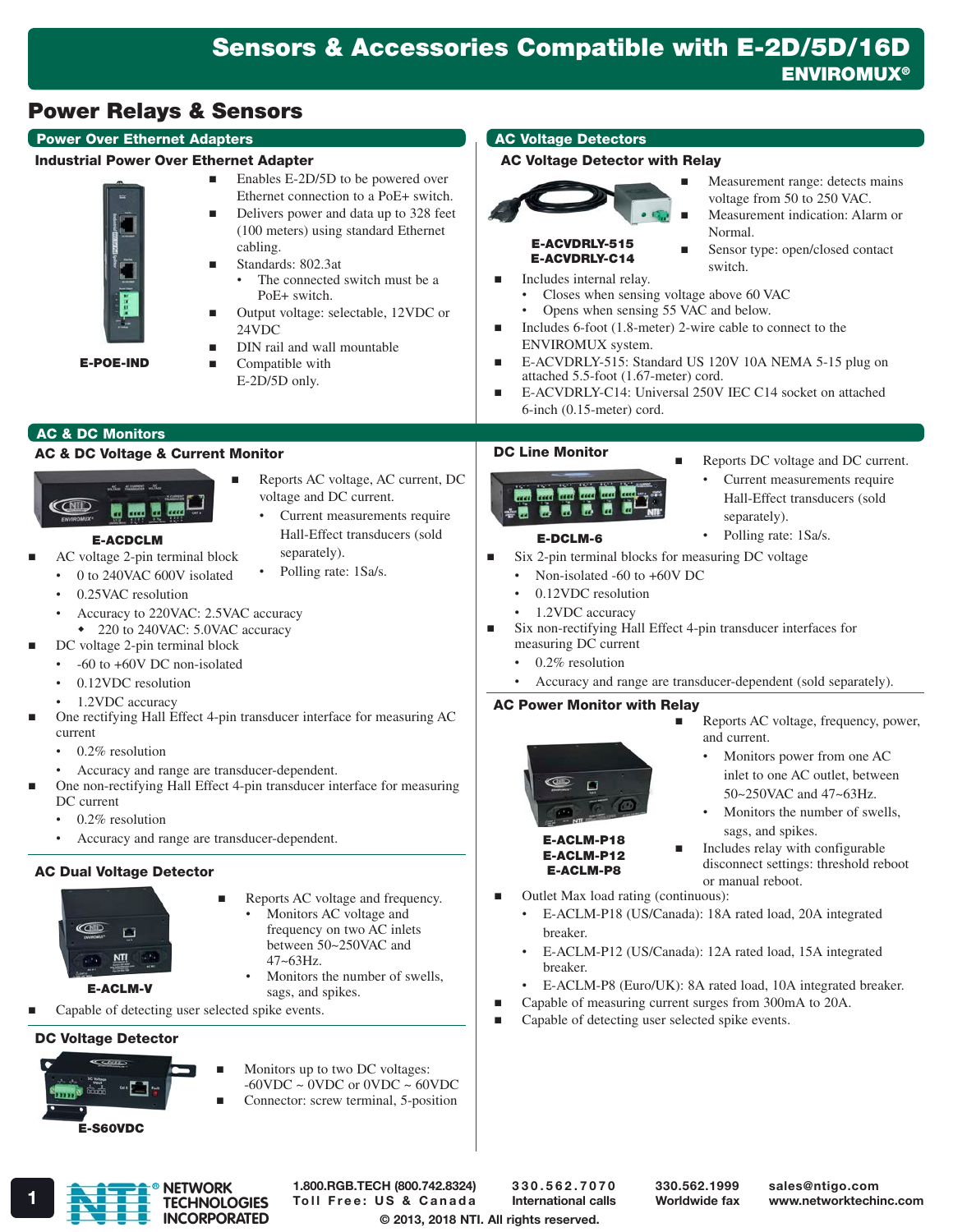# Sensors & Accessories Compatible with E-2D/5D/16D

**ENVIROMUX®**

## Power Relays & Sensors

### Power Over Ethernet Adapters

#### Industrial Power Over Ethernet Adapter

**E-POE-IND**

- Enables E-2D/5D to be powered over Ethernet connection to a PoE+ switch.
- Delivers power and data up to 328 feet (100 meters) using standard Ethernet cabling.
- Standards: 802.3at
  - The connected switch must be a PoE+ switch.
- Output voltage: selectable, 12VDC or 24VDC
- DIN rail and wall mountable
- Compatible with E-2D/5D only.

### AC Voltage Detectors

#### AC Voltage Detector with Relay

**E-ACVDRLY-515**
**E-ACVDRLY-C14**

- Measurement range: detects mains voltage from 50 to 250 VAC.
- Measurement indication: Alarm or Normal.
- Sensor type: open/closed contact switch.
- Includes internal relay.
  - Closes when sensing voltage above 60 VAC
  - Opens when sensing 55 VAC and below.
- Includes 6-foot (1.8-meter) 2-wire cable to connect to the ENVIROMUX system.
- E-ACVDRLY-515: Standard US 120V 10A NEMA 5-15 plug on attached 5.5-foot (1.67-meter) cord.
- E-ACVDRLY-C14: Universal 250V IEC C14 socket on attached 6-inch (0.15-meter) cord.

### AC & DC Monitors

#### AC & DC Voltage & Current Monitor

**E-ACDCLM**

- Reports AC voltage, AC current, DC voltage and DC current.
  - Current measurements require Hall-Effect transducers (sold separately).
  - Polling rate: 1Sa/s.
- AC voltage 2-pin terminal block
  - 0 to 240VAC 600V isolated
  - 0.25VAC resolution
  - Accuracy to 220VAC: 2.5VAC accuracy
    - 220 to 240VAC: 5.0VAC accuracy
- DC voltage 2-pin terminal block
  - -60 to +60V DC non-isolated
  - 0.12VDC resolution
  - 1.2VDC accuracy
- One rectifying Hall Effect 4-pin transducer interface for measuring AC current
  - 0.2% resolution
  - Accuracy and range are transducer-dependent.
- One non-rectifying Hall Effect 4-pin transducer interface for measuring DC current
  - 0.2% resolution
  - Accuracy and range are transducer-dependent.

#### AC Dual Voltage Detector

**E-ACLM-V**

- Reports AC voltage and frequency.
  - Monitors AC voltage and frequency on two AC inlets between 50~250VAC and 47~63Hz.
  - Monitors the number of swells, sags, and spikes.
- Capable of detecting user selected spike events.

#### DC Voltage Detector

**E-S60VDC**

- Monitors up to two DC voltages: -60VDC ~ 0VDC or 0VDC ~ 60VDC
- Connector: screw terminal, 5-position

#### DC Line Monitor

**E-DCLM-6**

- Reports DC voltage and DC current.
  - Current measurements require Hall-Effect transducers (sold separately).
  - Polling rate: 1Sa/s.
- Six 2-pin terminal blocks for measuring DC voltage
  - Non-isolated -60 to +60V DC
  - 0.12VDC resolution
  - 1.2VDC accuracy
- Six non-rectifying Hall Effect 4-pin transducer interfaces for measuring DC current
  - 0.2% resolution
  - Accuracy and range are transducer-dependent (sold separately).

#### AC Power Monitor with Relay

**E-ACLM-P18**
**E-ACLM-P12**
**E-ACLM-P8**

- Reports AC voltage, frequency, power, and current.
  - Monitors power from one AC inlet to one AC outlet, between 50~250VAC and 47~63Hz.
  - Monitors the number of swells, sags, and spikes.
- Includes relay with configurable disconnect settings: threshold reboot or manual reboot.
- Outlet Max load rating (continuous):
  - E-ACLM-P18 (US/Canada): 18A rated load, 20A integrated breaker.
  - E-ACLM-P12 (US/Canada): 12A rated load, 15A integrated breaker.
  - E-ACLM-P8 (Euro/UK): 8A rated load, 10A integrated breaker.
- Capable of measuring current surges from 300mA to 20A.
- Capable of detecting user selected spike events.

NETWORK TECHNOLOGIES INCORPORATED

1.800.RGB.TECH (800.742.8324) Toll Free: US & Canada | 330.562.7070 International calls | 330.562.1999 Worldwide fax | sales@ntigo.com www.networktechinc.com

© 2013, 2018 NTI. All rights reserved.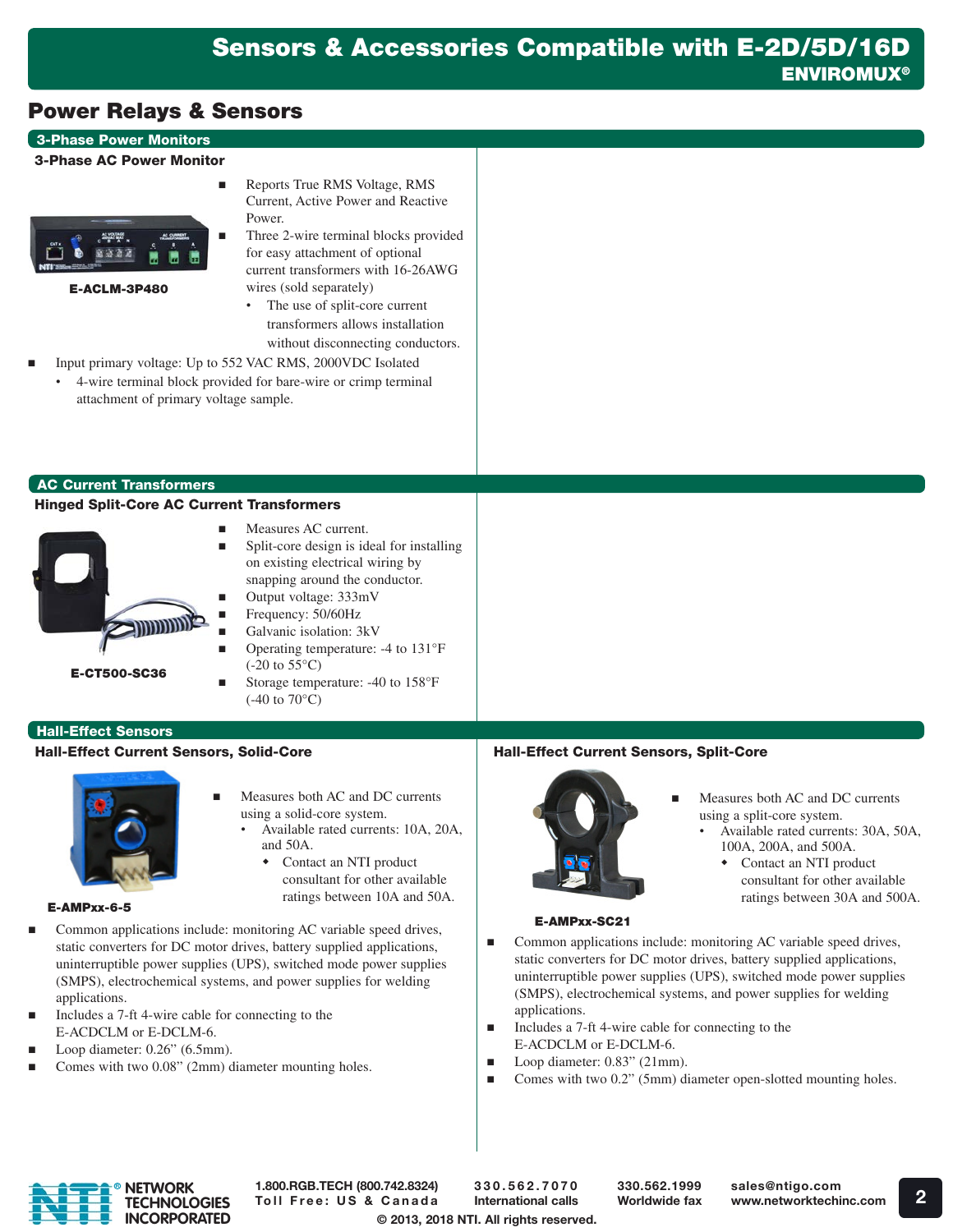# Sensors & Accessories Compatible with E-2D/5D/16D

**ENVIROMUX®**

## Power Relays & Sensors

### 3-Phase Power Monitors

#### 3-Phase AC Power Monitor

**E-ACLM-3P480**

- Reports True RMS Voltage, RMS Current, Active Power and Reactive Power.
- Three 2-wire terminal blocks provided for easy attachment of optional current transformers with 16-26AWG wires (sold separately)
  - The use of split-core current transformers allows installation without disconnecting conductors.
- Input primary voltage: Up to 552 VAC RMS, 2000VDC Isolated
  - 4-wire terminal block provided for bare-wire or crimp terminal attachment of primary voltage sample.

### AC Current Transformers

#### Hinged Split-Core AC Current Transformers

**E-CT500-SC36**

- Measures AC current.
- Split-core design is ideal for installing on existing electrical wiring by snapping around the conductor.
- Output voltage: 333mV
- Frequency: 50/60Hz
- Galvanic isolation: 3kV
- Operating temperature: -4 to 131°F (-20 to 55°C)
- Storage temperature: -40 to 158°F (-40 to 70°C)

### Hall-Effect Sensors

#### Hall-Effect Current Sensors, Solid-Core

**E-AMPxx-6-5**

- Measures both AC and DC currents using a solid-core system.
  - Available rated currents: 10A, 20A, and 50A.
    - Contact an NTI product consultant for other available ratings between 10A and 50A.
- Common applications include: monitoring AC variable speed drives, static converters for DC motor drives, battery supplied applications, uninterruptible power supplies (UPS), switched mode power supplies (SMPS), electrochemical systems, and power supplies for welding applications.
- Includes a 7-ft 4-wire cable for connecting to the E-ACDCLM or E-DCLM-6.
- Loop diameter: 0.26" (6.5mm).
- Comes with two 0.08" (2mm) diameter mounting holes.

#### Hall-Effect Current Sensors, Split-Core

**E-AMPxx-SC21**

- Measures both AC and DC currents using a split-core system.
  - Available rated currents: 30A, 50A, 100A, 200A, and 500A.
    - Contact an NTI product consultant for other available ratings between 30A and 500A.
- Common applications include: monitoring AC variable speed drives, static converters for DC motor drives, battery supplied applications, uninterruptible power supplies (UPS), switched mode power supplies (SMPS), electrochemical systems, and power supplies for welding applications.
- Includes a 7-ft 4-wire cable for connecting to the E-ACDCLM or E-DCLM-6.
- Loop diameter: 0.83" (21mm).
- Comes with two 0.2" (5mm) diameter open-slotted mounting holes.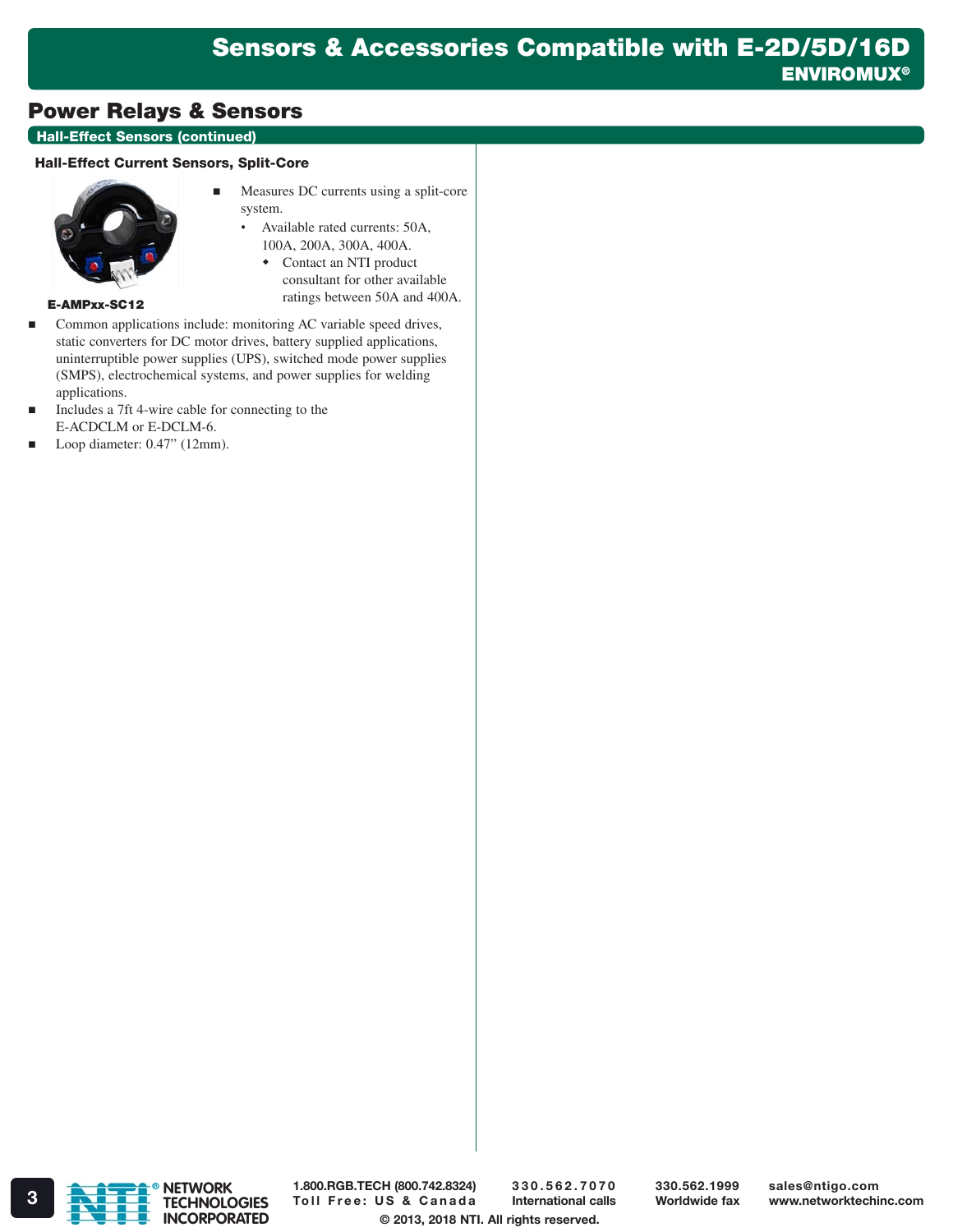## Power Relays & Sensors

### Hall-Effect Sensors (continued)

#### Hall-Effect Current Sensors, Split-Core

**E-AMPxx-SC12**

- Measures DC currents using a split-core system.
  - Available rated currents: 50A, 100A, 200A, 300A, 400A.
    - Contact an NTI product consultant for other available ratings between 50A and 400A.
- Common applications include: monitoring AC variable speed drives, static converters for DC motor drives, battery supplied applications, uninterruptible power supplies (UPS), switched mode power supplies (SMPS), electrochemical systems, and power supplies for welding applications.
- Includes a 7ft 4-wire cable for connecting to the E-ACDCLM or E-DCLM-6.
- Loop diameter: 0.47" (12mm).